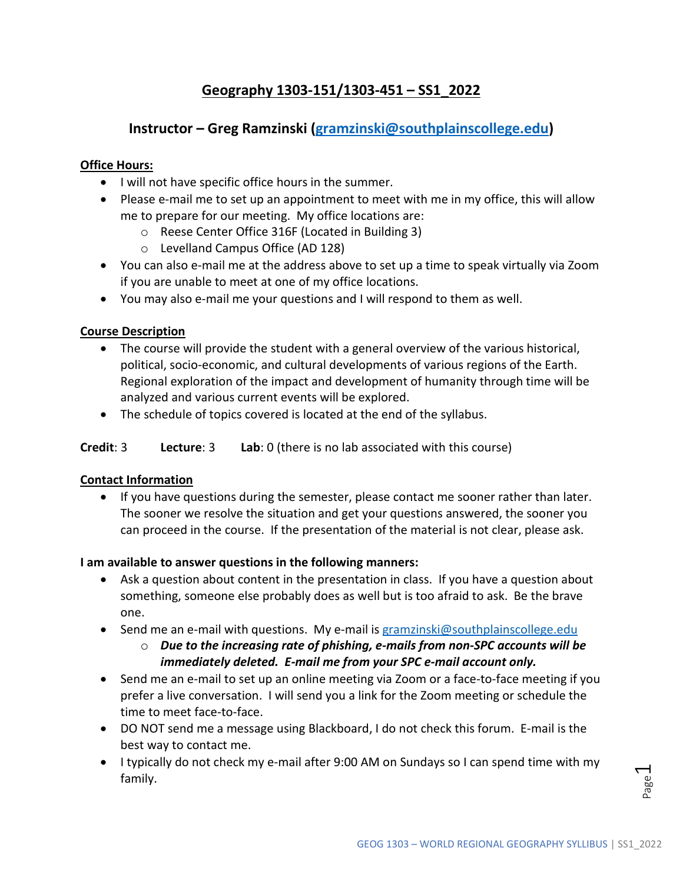# Geography 1303-151/1303-451 – SS1_2022

## Instructor – Greg Ramzinski (gramzinski@southplainscollege.edu)

**Office Hours:**

- I will not have specific office hours in the summer.
- Please e-mail me to set up an appointment to meet with me in my office, this will allow me to prepare for our meeting. My office locations are:
  - Reese Center Office 316F (Located in Building 3)
  - Levelland Campus Office (AD 128)
- You can also e-mail me at the address above to set up a time to speak virtually via Zoom if you are unable to meet at one of my office locations.
- You may also e-mail me your questions and I will respond to them as well.

**Course Description**

- The course will provide the student with a general overview of the various historical, political, socio-economic, and cultural developments of various regions of the Earth. Regional exploration of the impact and development of humanity through time will be analyzed and various current events will be explored.
- The schedule of topics covered is located at the end of the syllabus.

**Credit**: 3 **Lecture**: 3 **Lab**: 0 (there is no lab associated with this course)

**Contact Information**

- If you have questions during the semester, please contact me sooner rather than later. The sooner we resolve the situation and get your questions answered, the sooner you can proceed in the course. If the presentation of the material is not clear, please ask.

**I am available to answer questions in the following manners:**

- Ask a question about content in the presentation in class. If you have a question about something, someone else probably does as well but is too afraid to ask. Be the brave one.
- Send me an e-mail with questions. My e-mail is gramzinski@southplainscollege.edu
  - ***Due to the increasing rate of phishing, e-mails from non-SPC accounts will be immediately deleted. E-mail me from your SPC e-mail account only.***
- Send me an e-mail to set up an online meeting via Zoom or a face-to-face meeting if you prefer a live conversation. I will send you a link for the Zoom meeting or schedule the time to meet face-to-face.
- DO NOT send me a message using Blackboard, I do not check this forum. E-mail is the best way to contact me.
- I typically do not check my e-mail after 9:00 AM on Sundays so I can spend time with my family.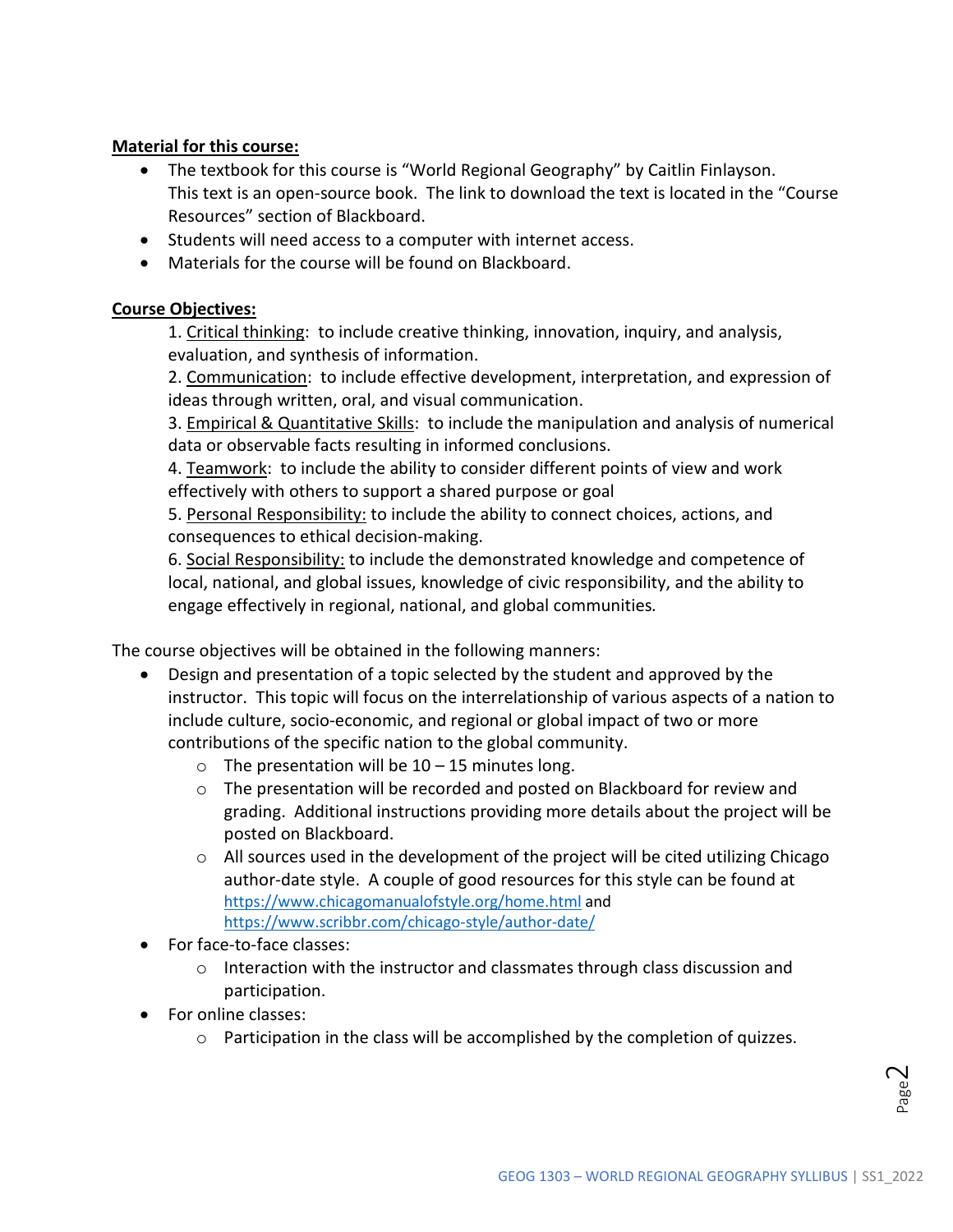**Material for this course:**

- The textbook for this course is "World Regional Geography" by Caitlin Finlayson. This text is an open-source book. The link to download the text is located in the "Course Resources" section of Blackboard.
- Students will need access to a computer with internet access.
- Materials for the course will be found on Blackboard.

**Course Objectives:**

1. Critical thinking: to include creative thinking, innovation, inquiry, and analysis, evaluation, and synthesis of information.
2. Communication: to include effective development, interpretation, and expression of ideas through written, oral, and visual communication.
3. Empirical & Quantitative Skills: to include the manipulation and analysis of numerical data or observable facts resulting in informed conclusions.
4. Teamwork: to include the ability to consider different points of view and work effectively with others to support a shared purpose or goal
5. Personal Responsibility: to include the ability to connect choices, actions, and consequences to ethical decision-making.
6. Social Responsibility: to include the demonstrated knowledge and competence of local, national, and global issues, knowledge of civic responsibility, and the ability to engage effectively in regional, national, and global communities.

The course objectives will be obtained in the following manners:

- Design and presentation of a topic selected by the student and approved by the instructor. This topic will focus on the interrelationship of various aspects of a nation to include culture, socio-economic, and regional or global impact of two or more contributions of the specific nation to the global community.
  - The presentation will be 10 – 15 minutes long.
  - The presentation will be recorded and posted on Blackboard for review and grading. Additional instructions providing more details about the project will be posted on Blackboard.
  - All sources used in the development of the project will be cited utilizing Chicago author-date style. A couple of good resources for this style can be found at https://www.chicagomanualofstyle.org/home.html and https://www.scribbr.com/chicago-style/author-date/
- For face-to-face classes:
  - Interaction with the instructor and classmates through class discussion and participation.
- For online classes:
  - Participation in the class will be accomplished by the completion of quizzes.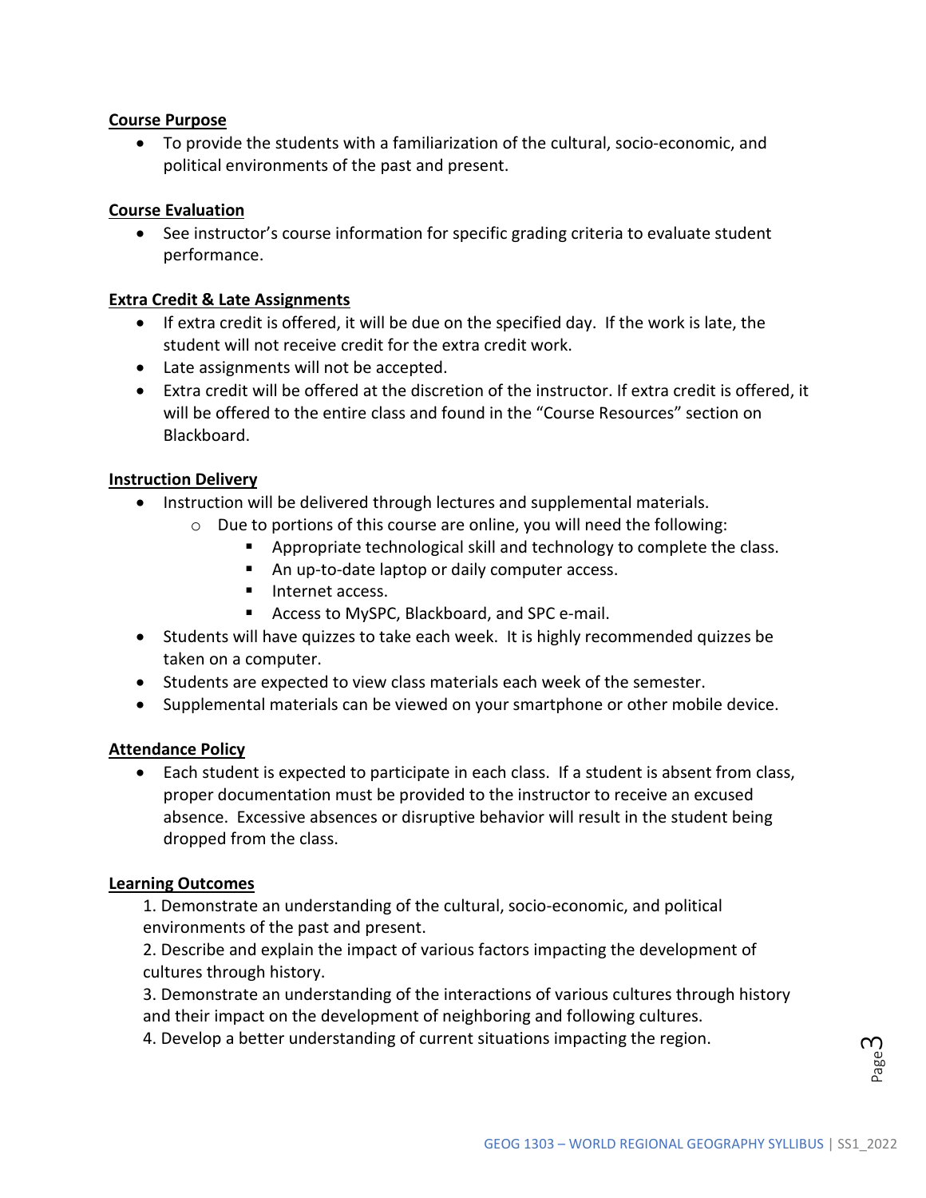## Course Purpose

- To provide the students with a familiarization of the cultural, socio-economic, and political environments of the past and present.

## Course Evaluation

- See instructor's course information for specific grading criteria to evaluate student performance.

## Extra Credit & Late Assignments

- If extra credit is offered, it will be due on the specified day. If the work is late, the student will not receive credit for the extra credit work.
- Late assignments will not be accepted.
- Extra credit will be offered at the discretion of the instructor. If extra credit is offered, it will be offered to the entire class and found in the "Course Resources" section on Blackboard.

## Instruction Delivery

- Instruction will be delivered through lectures and supplemental materials.
  - Due to portions of this course are online, you will need the following:
    - Appropriate technological skill and technology to complete the class.
    - An up-to-date laptop or daily computer access.
    - Internet access.
    - Access to MySPC, Blackboard, and SPC e-mail.
- Students will have quizzes to take each week. It is highly recommended quizzes be taken on a computer.
- Students are expected to view class materials each week of the semester.
- Supplemental materials can be viewed on your smartphone or other mobile device.

## Attendance Policy

- Each student is expected to participate in each class. If a student is absent from class, proper documentation must be provided to the instructor to receive an excused absence. Excessive absences or disruptive behavior will result in the student being dropped from the class.

## Learning Outcomes

1. Demonstrate an understanding of the cultural, socio-economic, and political environments of the past and present.
2. Describe and explain the impact of various factors impacting the development of cultures through history.
3. Demonstrate an understanding of the interactions of various cultures through history and their impact on the development of neighboring and following cultures.
4. Develop a better understanding of current situations impacting the region.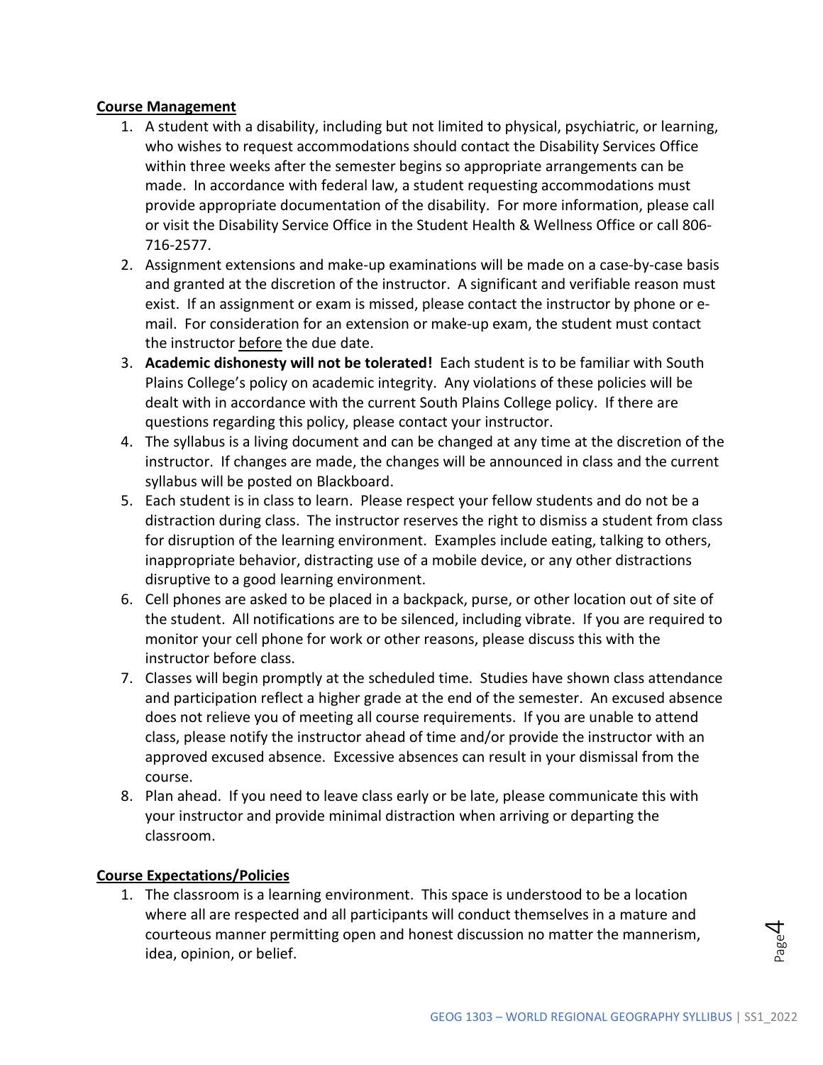**Course Management**

1. A student with a disability, including but not limited to physical, psychiatric, or learning, who wishes to request accommodations should contact the Disability Services Office within three weeks after the semester begins so appropriate arrangements can be made. In accordance with federal law, a student requesting accommodations must provide appropriate documentation of the disability. For more information, please call or visit the Disability Service Office in the Student Health & Wellness Office or call 806-716-2577.
2. Assignment extensions and make-up examinations will be made on a case-by-case basis and granted at the discretion of the instructor. A significant and verifiable reason must exist. If an assignment or exam is missed, please contact the instructor by phone or e-mail. For consideration for an extension or make-up exam, the student must contact the instructor before the due date.
3. **Academic dishonesty will not be tolerated!** Each student is to be familiar with South Plains College's policy on academic integrity. Any violations of these policies will be dealt with in accordance with the current South Plains College policy. If there are questions regarding this policy, please contact your instructor.
4. The syllabus is a living document and can be changed at any time at the discretion of the instructor. If changes are made, the changes will be announced in class and the current syllabus will be posted on Blackboard.
5. Each student is in class to learn. Please respect your fellow students and do not be a distraction during class. The instructor reserves the right to dismiss a student from class for disruption of the learning environment. Examples include eating, talking to others, inappropriate behavior, distracting use of a mobile device, or any other distractions disruptive to a good learning environment.
6. Cell phones are asked to be placed in a backpack, purse, or other location out of site of the student. All notifications are to be silenced, including vibrate. If you are required to monitor your cell phone for work or other reasons, please discuss this with the instructor before class.
7. Classes will begin promptly at the scheduled time. Studies have shown class attendance and participation reflect a higher grade at the end of the semester. An excused absence does not relieve you of meeting all course requirements. If you are unable to attend class, please notify the instructor ahead of time and/or provide the instructor with an approved excused absence. Excessive absences can result in your dismissal from the course.
8. Plan ahead. If you need to leave class early or be late, please communicate this with your instructor and provide minimal distraction when arriving or departing the classroom.

**Course Expectations/Policies**

1. The classroom is a learning environment. This space is understood to be a location where all are respected and all participants will conduct themselves in a mature and courteous manner permitting open and honest discussion no matter the mannerism, idea, opinion, or belief.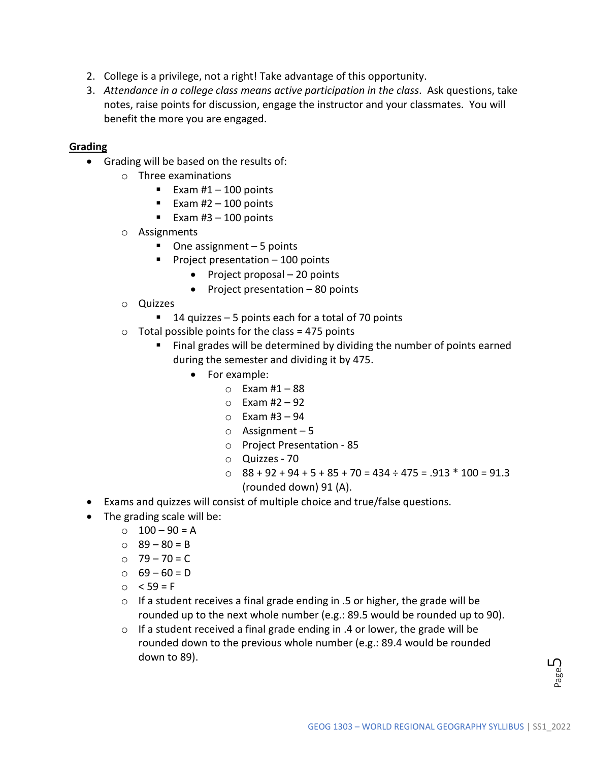2. College is a privilege, not a right! Take advantage of this opportunity.
3. *Attendance in a college class means active participation in the class*. Ask questions, take notes, raise points for discussion, engage the instructor and your classmates. You will benefit the more you are engaged.

**<u>Grading</u>**

- Grading will be based on the results of:
  - Three examinations
    - Exam #1 – 100 points
    - Exam #2 – 100 points
    - Exam #3 – 100 points
  - Assignments
    - One assignment – 5 points
    - Project presentation – 100 points
      - Project proposal – 20 points
      - Project presentation – 80 points
  - Quizzes
    - 14 quizzes – 5 points each for a total of 70 points
  - Total possible points for the class = 475 points
    - Final grades will be determined by dividing the number of points earned during the semester and dividing it by 475.
      - For example:
        - Exam #1 – 88
        - Exam #2 – 92
        - Exam #3 – 94
        - Assignment – 5
        - Project Presentation - 85
        - Quizzes - 70
        - 88 + 92 + 94 + 5 + 85 + 70 = 434 ÷ 475 = .913 * 100 = 91.3 (rounded down) 91 (A).
- Exams and quizzes will consist of multiple choice and true/false questions.
- The grading scale will be:
  - 100 – 90 = A
  - 89 – 80 = B
  - 79 – 70 = C
  - 69 – 60 = D
  - < 59 = F
  - If a student receives a final grade ending in .5 or higher, the grade will be rounded up to the next whole number (e.g.: 89.5 would be rounded up to 90).
  - If a student received a final grade ending in .4 or lower, the grade will be rounded down to the previous whole number (e.g.: 89.4 would be rounded down to 89).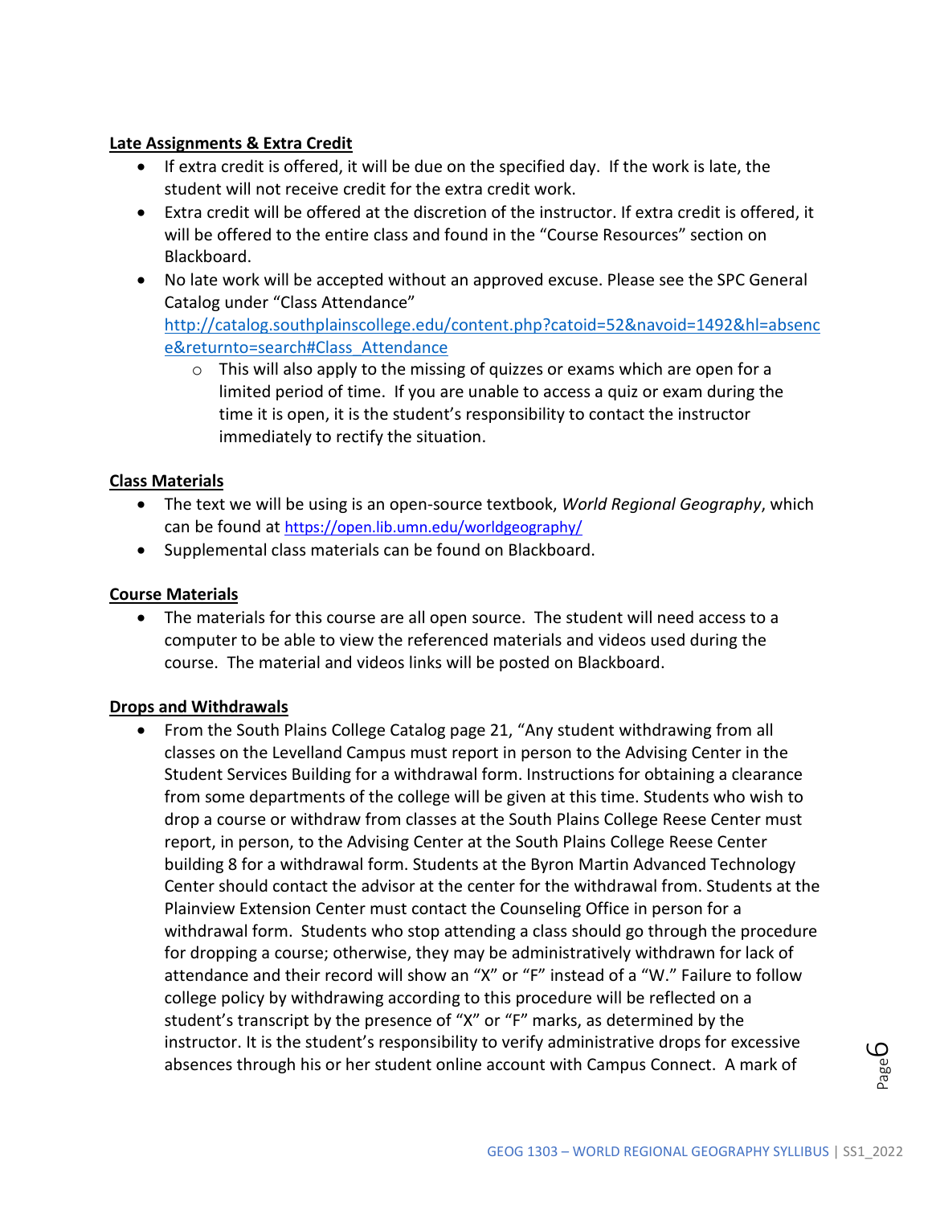**Late Assignments & Extra Credit**

- If extra credit is offered, it will be due on the specified day. If the work is late, the student will not receive credit for the extra credit work.
- Extra credit will be offered at the discretion of the instructor. If extra credit is offered, it will be offered to the entire class and found in the "Course Resources" section on Blackboard.
- No late work will be accepted without an approved excuse. Please see the SPC General Catalog under "Class Attendance" http://catalog.southplainscollege.edu/content.php?catoid=52&navoid=1492&hl=absence&returnto=search#Class_Attendance
  - This will also apply to the missing of quizzes or exams which are open for a limited period of time. If you are unable to access a quiz or exam during the time it is open, it is the student's responsibility to contact the instructor immediately to rectify the situation.

**Class Materials**

- The text we will be using is an open-source textbook, *World Regional Geography*, which can be found at https://open.lib.umn.edu/worldgeography/
- Supplemental class materials can be found on Blackboard.

**Course Materials**

- The materials for this course are all open source. The student will need access to a computer to be able to view the referenced materials and videos used during the course. The material and videos links will be posted on Blackboard.

**Drops and Withdrawals**

- From the South Plains College Catalog page 21, "Any student withdrawing from all classes on the Levelland Campus must report in person to the Advising Center in the Student Services Building for a withdrawal form. Instructions for obtaining a clearance from some departments of the college will be given at this time. Students who wish to drop a course or withdraw from classes at the South Plains College Reese Center must report, in person, to the Advising Center at the South Plains College Reese Center building 8 for a withdrawal form. Students at the Byron Martin Advanced Technology Center should contact the advisor at the center for the withdrawal from. Students at the Plainview Extension Center must contact the Counseling Office in person for a withdrawal form. Students who stop attending a class should go through the procedure for dropping a course; otherwise, they may be administratively withdrawn for lack of attendance and their record will show an "X" or "F" instead of a "W." Failure to follow college policy by withdrawing according to this procedure will be reflected on a student's transcript by the presence of "X" or "F" marks, as determined by the instructor. It is the student's responsibility to verify administrative drops for excessive absences through his or her student online account with Campus Connect. A mark of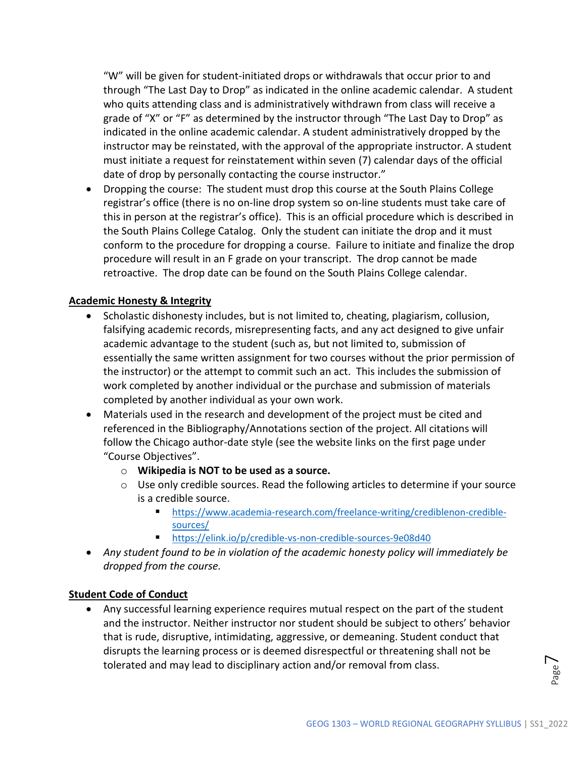"W" will be given for student-initiated drops or withdrawals that occur prior to and through "The Last Day to Drop" as indicated in the online academic calendar. A student who quits attending class and is administratively withdrawn from class will receive a grade of "X" or "F" as determined by the instructor through "The Last Day to Drop" as indicated in the online academic calendar. A student administratively dropped by the instructor may be reinstated, with the approval of the appropriate instructor. A student must initiate a request for reinstatement within seven (7) calendar days of the official date of drop by personally contacting the course instructor."

- Dropping the course: The student must drop this course at the South Plains College registrar's office (there is no on-line drop system so on-line students must take care of this in person at the registrar's office). This is an official procedure which is described in the South Plains College Catalog. Only the student can initiate the drop and it must conform to the procedure for dropping a course. Failure to initiate and finalize the drop procedure will result in an F grade on your transcript. The drop cannot be made retroactive. The drop date can be found on the South Plains College calendar.

**Academic Honesty & Integrity**

- Scholastic dishonesty includes, but is not limited to, cheating, plagiarism, collusion, falsifying academic records, misrepresenting facts, and any act designed to give unfair academic advantage to the student (such as, but not limited to, submission of essentially the same written assignment for two courses without the prior permission of the instructor) or the attempt to commit such an act. This includes the submission of work completed by another individual or the purchase and submission of materials completed by another individual as your own work.
- Materials used in the research and development of the project must be cited and referenced in the Bibliography/Annotations section of the project. All citations will follow the Chicago author-date style (see the website links on the first page under "Course Objectives".
  - **Wikipedia is NOT to be used as a source.**
  - Use only credible sources. Read the following articles to determine if your source is a credible source.
    - https://www.academia-research.com/freelance-writing/crediblenon-credible-sources/
    - https://elink.io/p/credible-vs-non-credible-sources-9e08d40
- *Any student found to be in violation of the academic honesty policy will immediately be dropped from the course.*

**Student Code of Conduct**

- Any successful learning experience requires mutual respect on the part of the student and the instructor. Neither instructor nor student should be subject to others' behavior that is rude, disruptive, intimidating, aggressive, or demeaning. Student conduct that disrupts the learning process or is deemed disrespectful or threatening shall not be tolerated and may lead to disciplinary action and/or removal from class.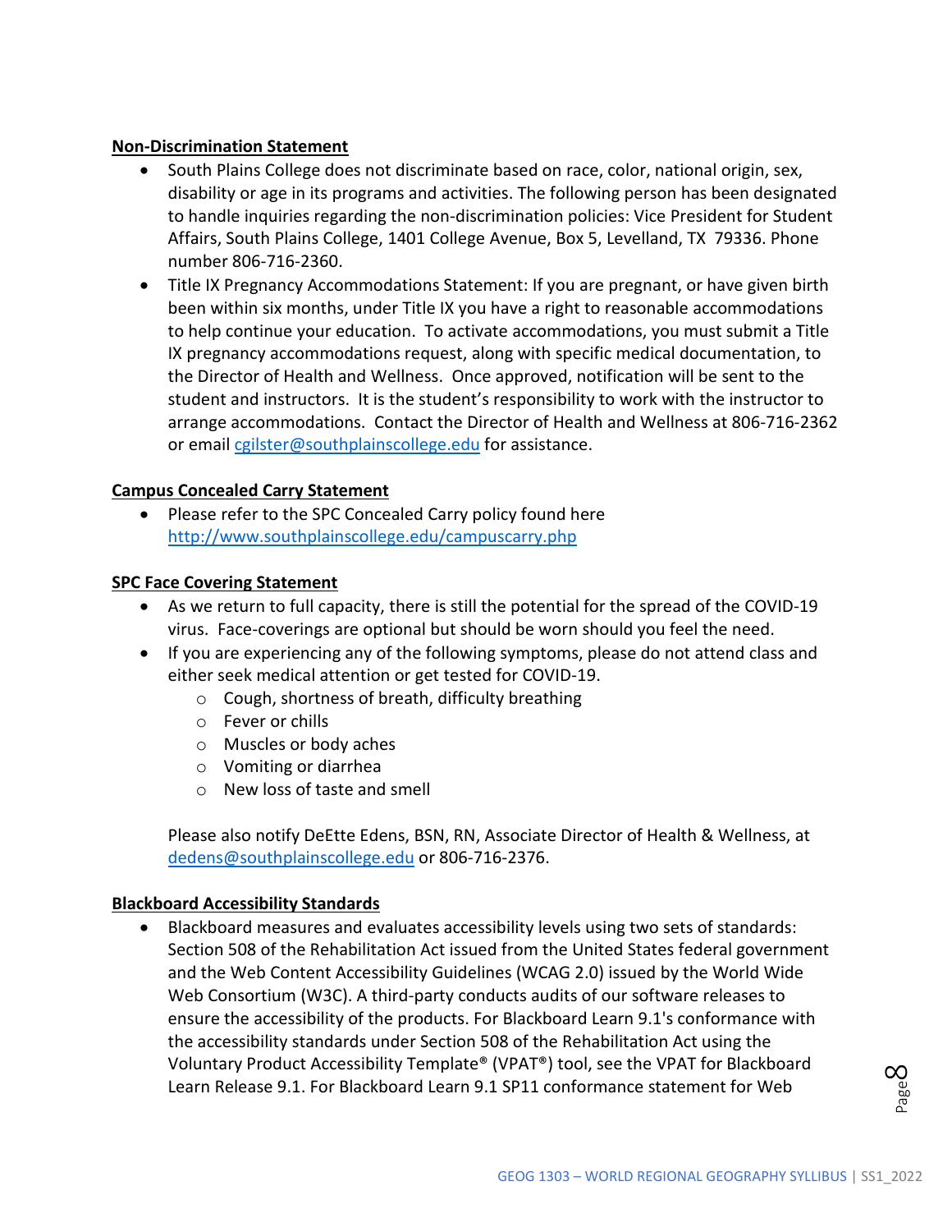**Non-Discrimination Statement**

- South Plains College does not discriminate based on race, color, national origin, sex, disability or age in its programs and activities. The following person has been designated to handle inquiries regarding the non-discrimination policies: Vice President for Student Affairs, South Plains College, 1401 College Avenue, Box 5, Levelland, TX 79336. Phone number 806-716-2360.
- Title IX Pregnancy Accommodations Statement: If you are pregnant, or have given birth been within six months, under Title IX you have a right to reasonable accommodations to help continue your education. To activate accommodations, you must submit a Title IX pregnancy accommodations request, along with specific medical documentation, to the Director of Health and Wellness. Once approved, notification will be sent to the student and instructors. It is the student's responsibility to work with the instructor to arrange accommodations. Contact the Director of Health and Wellness at 806-716-2362 or email cgilster@southplainscollege.edu for assistance.

**Campus Concealed Carry Statement**

- Please refer to the SPC Concealed Carry policy found here http://www.southplainscollege.edu/campuscarry.php

**SPC Face Covering Statement**

- As we return to full capacity, there is still the potential for the spread of the COVID-19 virus. Face-coverings are optional but should be worn should you feel the need.
- If you are experiencing any of the following symptoms, please do not attend class and either seek medical attention or get tested for COVID-19.
  - Cough, shortness of breath, difficulty breathing
  - Fever or chills
  - Muscles or body aches
  - Vomiting or diarrhea
  - New loss of taste and smell

  Please also notify DeEtte Edens, BSN, RN, Associate Director of Health & Wellness, at dedens@southplainscollege.edu or 806-716-2376.

**Blackboard Accessibility Standards**

- Blackboard measures and evaluates accessibility levels using two sets of standards: Section 508 of the Rehabilitation Act issued from the United States federal government and the Web Content Accessibility Guidelines (WCAG 2.0) issued by the World Wide Web Consortium (W3C). A third-party conducts audits of our software releases to ensure the accessibility of the products. For Blackboard Learn 9.1's conformance with the accessibility standards under Section 508 of the Rehabilitation Act using the Voluntary Product Accessibility Template® (VPAT®) tool, see the VPAT for Blackboard Learn Release 9.1. For Blackboard Learn 9.1 SP11 conformance statement for Web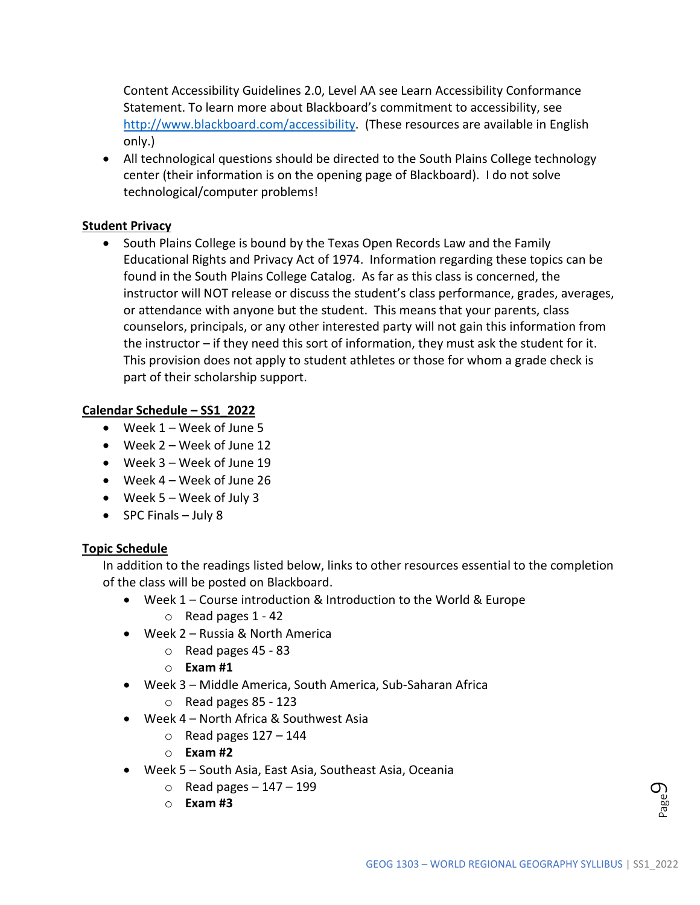Content Accessibility Guidelines 2.0, Level AA see Learn Accessibility Conformance Statement. To learn more about Blackboard's commitment to accessibility, see [http://www.blackboard.com/accessibility](http://www.blackboard.com/accessibility). (These resources are available in English only.)

- All technological questions should be directed to the South Plains College technology center (their information is on the opening page of Blackboard). I do not solve technological/computer problems!

**Student Privacy**

- South Plains College is bound by the Texas Open Records Law and the Family Educational Rights and Privacy Act of 1974. Information regarding these topics can be found in the South Plains College Catalog. As far as this class is concerned, the instructor will NOT release or discuss the student's class performance, grades, averages, or attendance with anyone but the student. This means that your parents, class counselors, principals, or any other interested party will not gain this information from the instructor – if they need this sort of information, they must ask the student for it. This provision does not apply to student athletes or those for whom a grade check is part of their scholarship support.

**Calendar Schedule – SS1_2022**

- Week 1 – Week of June 5
- Week 2 – Week of June 12
- Week 3 – Week of June 19
- Week 4 – Week of June 26
- Week 5 – Week of July 3
- SPC Finals – July 8

**Topic Schedule**

In addition to the readings listed below, links to other resources essential to the completion of the class will be posted on Blackboard.

- Week 1 – Course introduction & Introduction to the World & Europe
    - Read pages 1 - 42
- Week 2 – Russia & North America
    - Read pages 45 - 83
    - **Exam #1**
- Week 3 – Middle America, South America, Sub-Saharan Africa
    - Read pages 85 - 123
- Week 4 – North Africa & Southwest Asia
    - Read pages 127 – 144
    - **Exam #2**
- Week 5 – South Asia, East Asia, Southeast Asia, Oceania
    - Read pages – 147 – 199
    - **Exam #3**